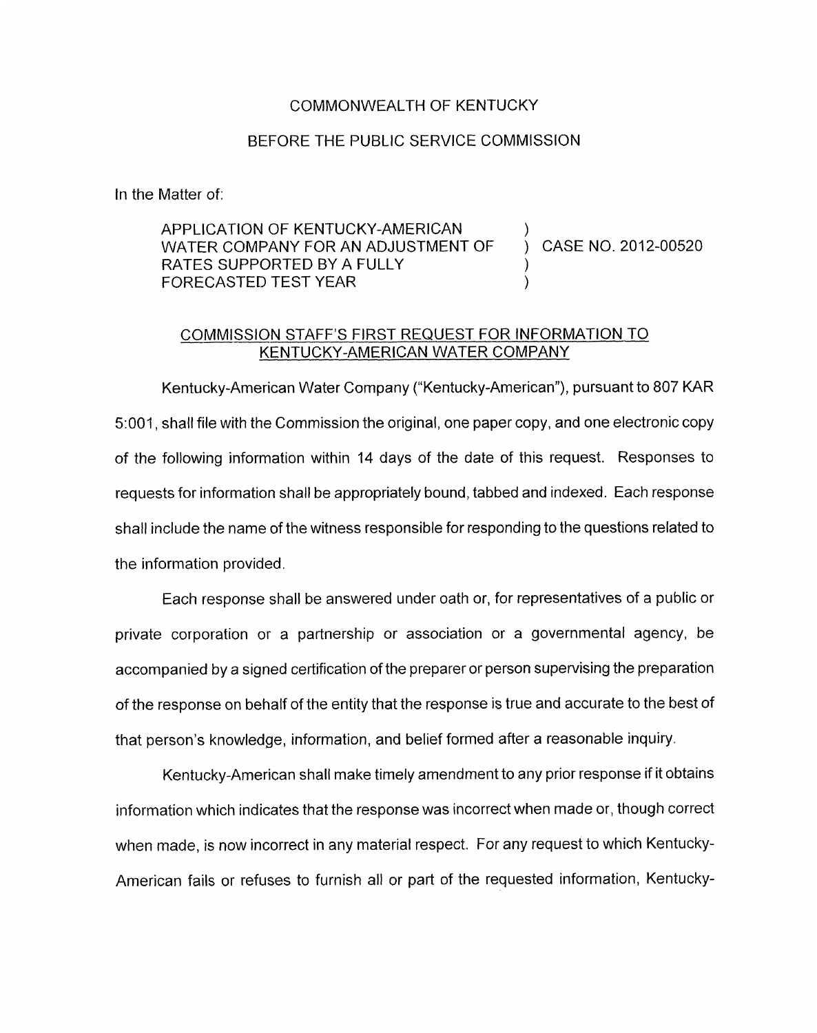COMMONWEALTH OF KENTUCKY

BEFORE THE PUBLIC SERVICE COMMISSION

In the Matter of:

| | | |
|---|---|---|
| APPLICATION OF KENTUCKY-AMERICAN WATER COMPANY FOR AN ADJUSTMENT OF RATES SUPPORTED BY A FULLY FORECASTED TEST YEAR | ) ) ) ) | CASE NO. 2012-00520 |

COMMISSION STAFF'S FIRST REQUEST FOR INFORMATION TO KENTUCKY-AMERICAN WATER COMPANY

Kentucky-American Water Company ("Kentucky-American"), pursuant to 807 KAR 5:001, shall file with the Commission the original, one paper copy, and one electronic copy of the following information within 14 days of the date of this request. Responses to requests for information shall be appropriately bound, tabbed and indexed. Each response shall include the name of the witness responsible for responding to the questions related to the information provided.

Each response shall be answered under oath or, for representatives of a public or private corporation or a partnership or association or a governmental agency, be accompanied by a signed certification of the preparer or person supervising the preparation of the response on behalf of the entity that the response is true and accurate to the best of that person's knowledge, information, and belief formed after a reasonable inquiry.

Kentucky-American shall make timely amendment to any prior response if it obtains information which indicates that the response was incorrect when made or, though correct when made, is now incorrect in any material respect. For any request to which Kentucky-American fails or refuses to furnish all or part of the requested information, Kentucky-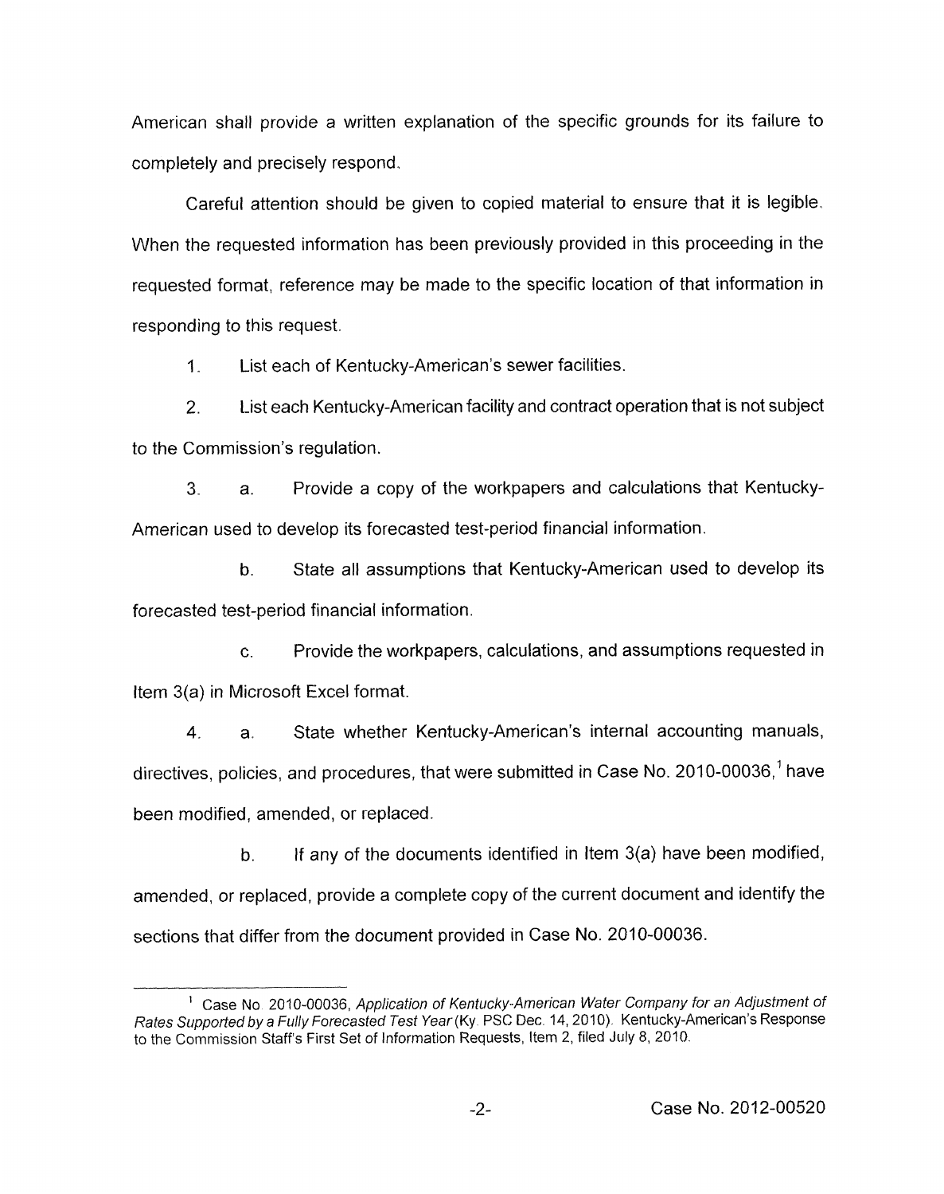American shall provide a written explanation of the specific grounds for its failure to completely and precisely respond.

Careful attention should be given to copied material to ensure that it is legible. When the requested information has been previously provided in this proceeding in the requested format, reference may be made to the specific location of that information in responding to this request.

1. List each of Kentucky-American's sewer facilities.

2. List each Kentucky-American facility and contract operation that is not subject to the Commission's regulation.

3. a. Provide a copy of the workpapers and calculations that Kentucky-American used to develop its forecasted test-period financial information.

   b. State all assumptions that Kentucky-American used to develop its forecasted test-period financial information.

   c. Provide the workpapers, calculations, and assumptions requested in Item 3(a) in Microsoft Excel format.

4. a. State whether Kentucky-American's internal accounting manuals, directives, policies, and procedures, that were submitted in Case No. 2010-00036,[1] have been modified, amended, or replaced.

   b. If any of the documents identified in Item 3(a) have been modified, amended, or replaced, provide a complete copy of the current document and identify the sections that differ from the document provided in Case No. 2010-00036.

---

[1] Case No. 2010-00036, *Application of Kentucky-American Water Company for an Adjustment of Rates Supported by a Fully Forecasted Test Year* (Ky. PSC Dec. 14, 2010). Kentucky-American's Response to the Commission Staff's First Set of Information Requests, Item 2, filed July 8, 2010.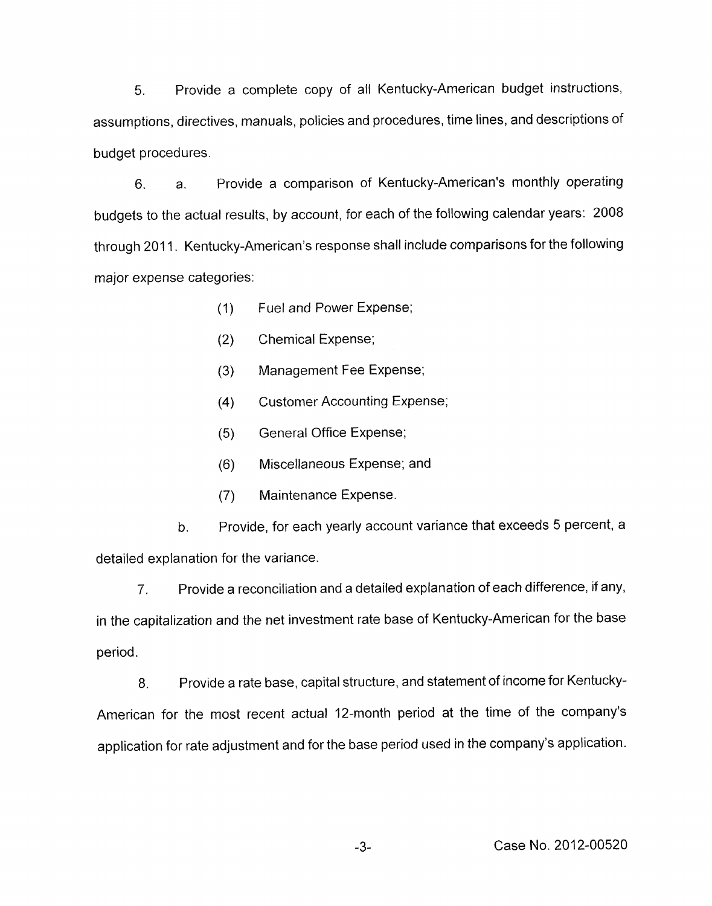5. Provide a complete copy of all Kentucky-American budget instructions, assumptions, directives, manuals, policies and procedures, time lines, and descriptions of budget procedures.

6. a. Provide a comparison of Kentucky-American's monthly operating budgets to the actual results, by account, for each of the following calendar years: 2008 through 2011. Kentucky-American's response shall include comparisons for the following major expense categories:

   (1) Fuel and Power Expense;

   (2) Chemical Expense;

   (3) Management Fee Expense;

   (4) Customer Accounting Expense;

   (5) General Office Expense;

   (6) Miscellaneous Expense; and

   (7) Maintenance Expense.

   b. Provide, for each yearly account variance that exceeds 5 percent, a detailed explanation for the variance.

7. Provide a reconciliation and a detailed explanation of each difference, if any, in the capitalization and the net investment rate base of Kentucky-American for the base period.

8. Provide a rate base, capital structure, and statement of income for Kentucky-American for the most recent actual 12-month period at the time of the company's application for rate adjustment and for the base period used in the company's application.

Case No. 2012-00520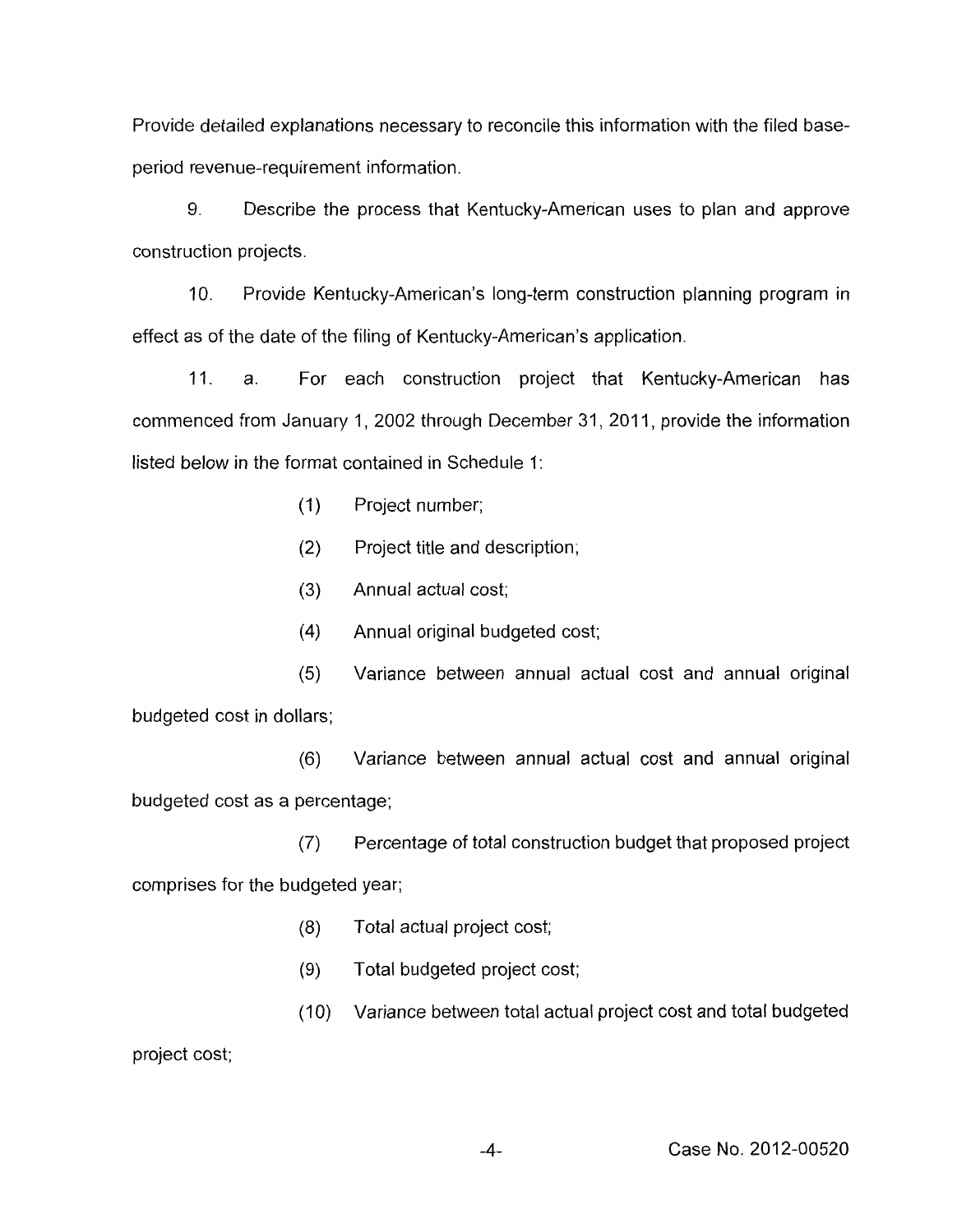Provide detailed explanations necessary to reconcile this information with the filed base-period revenue-requirement information.

9. Describe the process that Kentucky-American uses to plan and approve construction projects.

10. Provide Kentucky-American's long-term construction planning program in effect as of the date of the filing of Kentucky-American's application.

11. a. For each construction project that Kentucky-American has commenced from January 1, 2002 through December 31, 2011, provide the information listed below in the format contained in Schedule 1:

(1) Project number;

(2) Project title and description;

(3) Annual actual cost;

(4) Annual original budgeted cost;

(5) Variance between annual actual cost and annual original budgeted cost in dollars;

(6) Variance between annual actual cost and annual original budgeted cost as a percentage;

(7) Percentage of total construction budget that proposed project comprises for the budgeted year;

(8) Total actual project cost;

(9) Total budgeted project cost;

(10) Variance between total actual project cost and total budgeted project cost;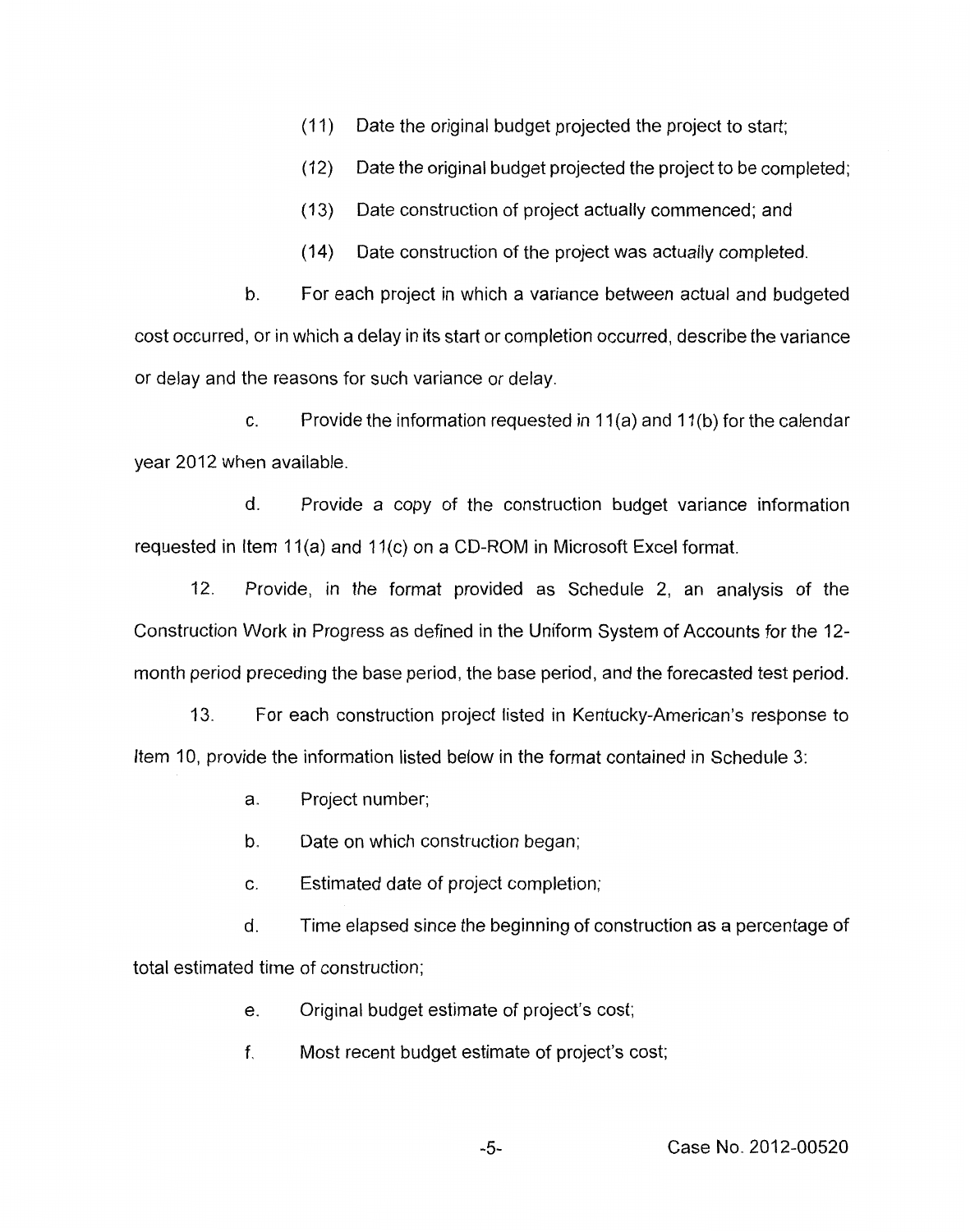(11) Date the original budget projected the project to start;

(12) Date the original budget projected the project to be completed;

(13) Date construction of project actually commenced; and

(14) Date construction of the project was actually completed.

b. For each project in which a variance between actual and budgeted cost occurred, or in which a delay in its start or completion occurred, describe the variance or delay and the reasons for such variance or delay.

c. Provide the information requested in 11(a) and 11(b) for the calendar year 2012 when available.

d. Provide a copy of the construction budget variance information requested in Item 11(a) and 11(c) on a CD-ROM in Microsoft Excel format.

12. Provide, in the format provided as Schedule 2, an analysis of the Construction Work in Progress as defined in the Uniform System of Accounts for the 12-month period preceding the base period, the base period, and the forecasted test period.

13. For each construction project listed in Kentucky-American's response to Item 10, provide the information listed below in the format contained in Schedule 3:

a. Project number;

b. Date on which construction began;

c. Estimated date of project completion;

d. Time elapsed since the beginning of construction as a percentage of total estimated time of construction;

e. Original budget estimate of project's cost;

f. Most recent budget estimate of project's cost;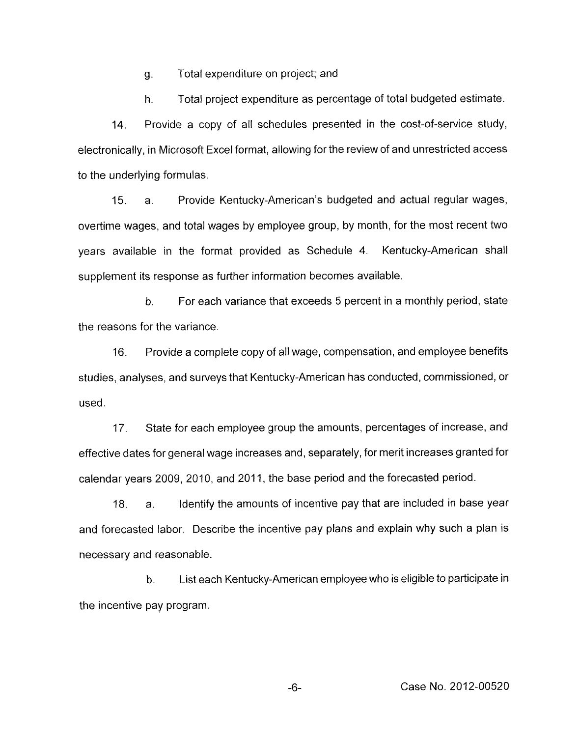g. Total expenditure on project; and

h. Total project expenditure as percentage of total budgeted estimate.

14. Provide a copy of all schedules presented in the cost-of-service study, electronically, in Microsoft Excel format, allowing for the review of and unrestricted access to the underlying formulas.

15. a. Provide Kentucky-American's budgeted and actual regular wages, overtime wages, and total wages by employee group, by month, for the most recent two years available in the format provided as Schedule 4. Kentucky-American shall supplement its response as further information becomes available.

b. For each variance that exceeds 5 percent in a monthly period, state the reasons for the variance.

16. Provide a complete copy of all wage, compensation, and employee benefits studies, analyses, and surveys that Kentucky-American has conducted, commissioned, or used.

17. State for each employee group the amounts, percentages of increase, and effective dates for general wage increases and, separately, for merit increases granted for calendar years 2009, 2010, and 2011, the base period and the forecasted period.

18. a. Identify the amounts of incentive pay that are included in base year and forecasted labor. Describe the incentive pay plans and explain why such a plan is necessary and reasonable.

b. List each Kentucky-American employee who is eligible to participate in the incentive pay program.

Case No. 2012-00520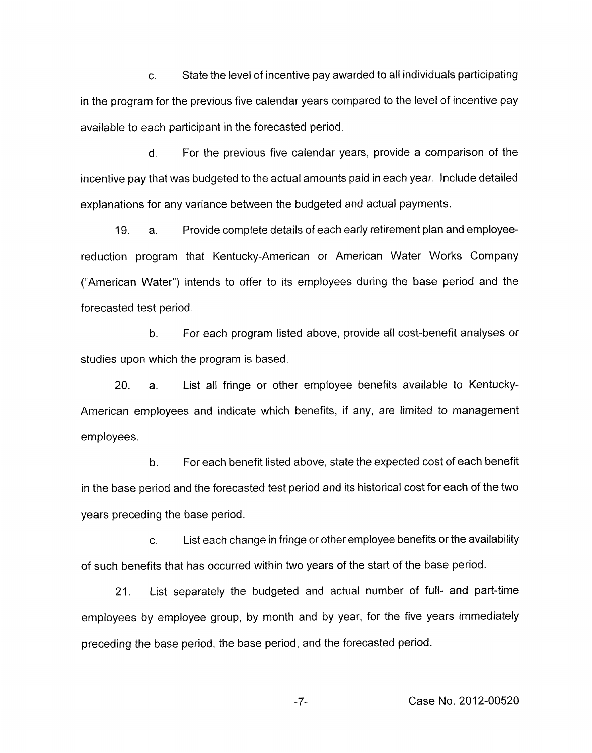c. State the level of incentive pay awarded to all individuals participating in the program for the previous five calendar years compared to the level of incentive pay available to each participant in the forecasted period.

d. For the previous five calendar years, provide a comparison of the incentive pay that was budgeted to the actual amounts paid in each year. Include detailed explanations for any variance between the budgeted and actual payments.

19. a. Provide complete details of each early retirement plan and employee-reduction program that Kentucky-American or American Water Works Company ("American Water") intends to offer to its employees during the base period and the forecasted test period.

b. For each program listed above, provide all cost-benefit analyses or studies upon which the program is based.

20. a. List all fringe or other employee benefits available to Kentucky-American employees and indicate which benefits, if any, are limited to management employees.

b. For each benefit listed above, state the expected cost of each benefit in the base period and the forecasted test period and its historical cost for each of the two years preceding the base period.

c. List each change in fringe or other employee benefits or the availability of such benefits that has occurred within two years of the start of the base period.

21. List separately the budgeted and actual number of full- and part-time employees by employee group, by month and by year, for the five years immediately preceding the base period, the base period, and the forecasted period.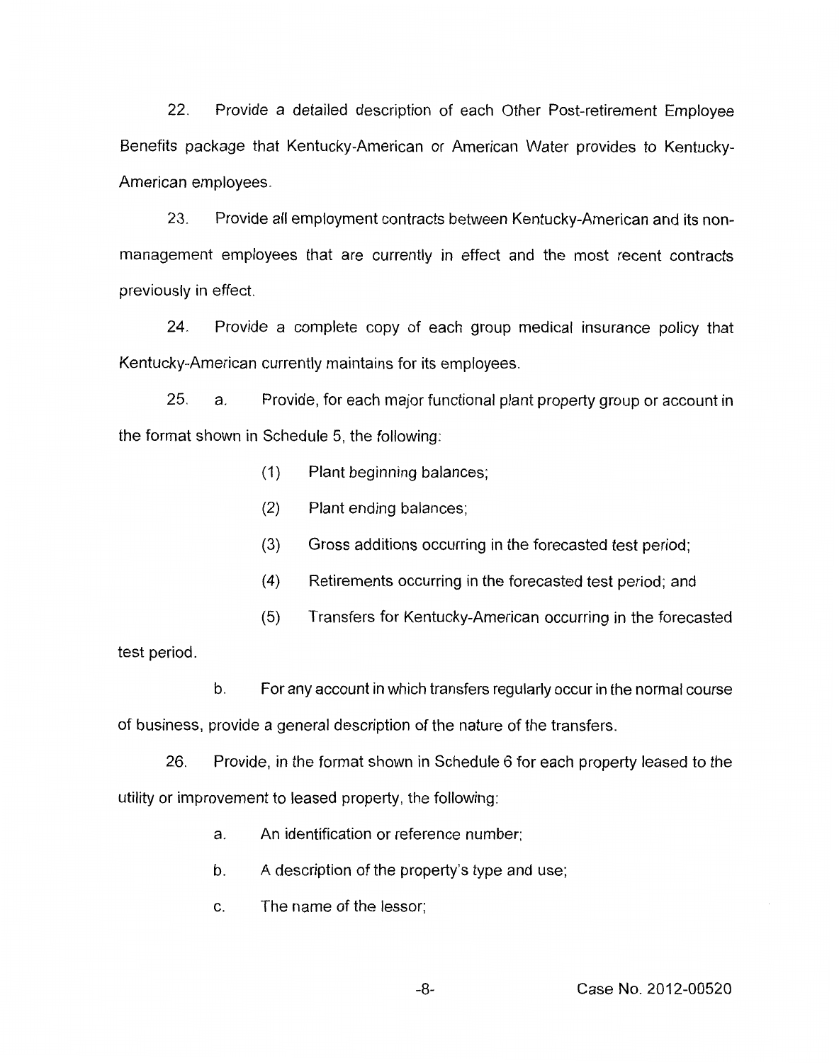22. Provide a detailed description of each Other Post-retirement Employee Benefits package that Kentucky-American or American Water provides to Kentucky-American employees.

23. Provide all employment contracts between Kentucky-American and its non-management employees that are currently in effect and the most recent contracts previously in effect.

24. Provide a complete copy of each group medical insurance policy that Kentucky-American currently maintains for its employees.

25. a. Provide, for each major functional plant property group or account in the format shown in Schedule 5, the following:

(1) Plant beginning balances;

(2) Plant ending balances;

(3) Gross additions occurring in the forecasted test period;

(4) Retirements occurring in the forecasted test period; and

(5) Transfers for Kentucky-American occurring in the forecasted test period.

b. For any account in which transfers regularly occur in the normal course of business, provide a general description of the nature of the transfers.

26. Provide, in the format shown in Schedule 6 for each property leased to the utility or improvement to leased property, the following:

a. An identification or reference number;

b. A description of the property's type and use;

c. The name of the lessor;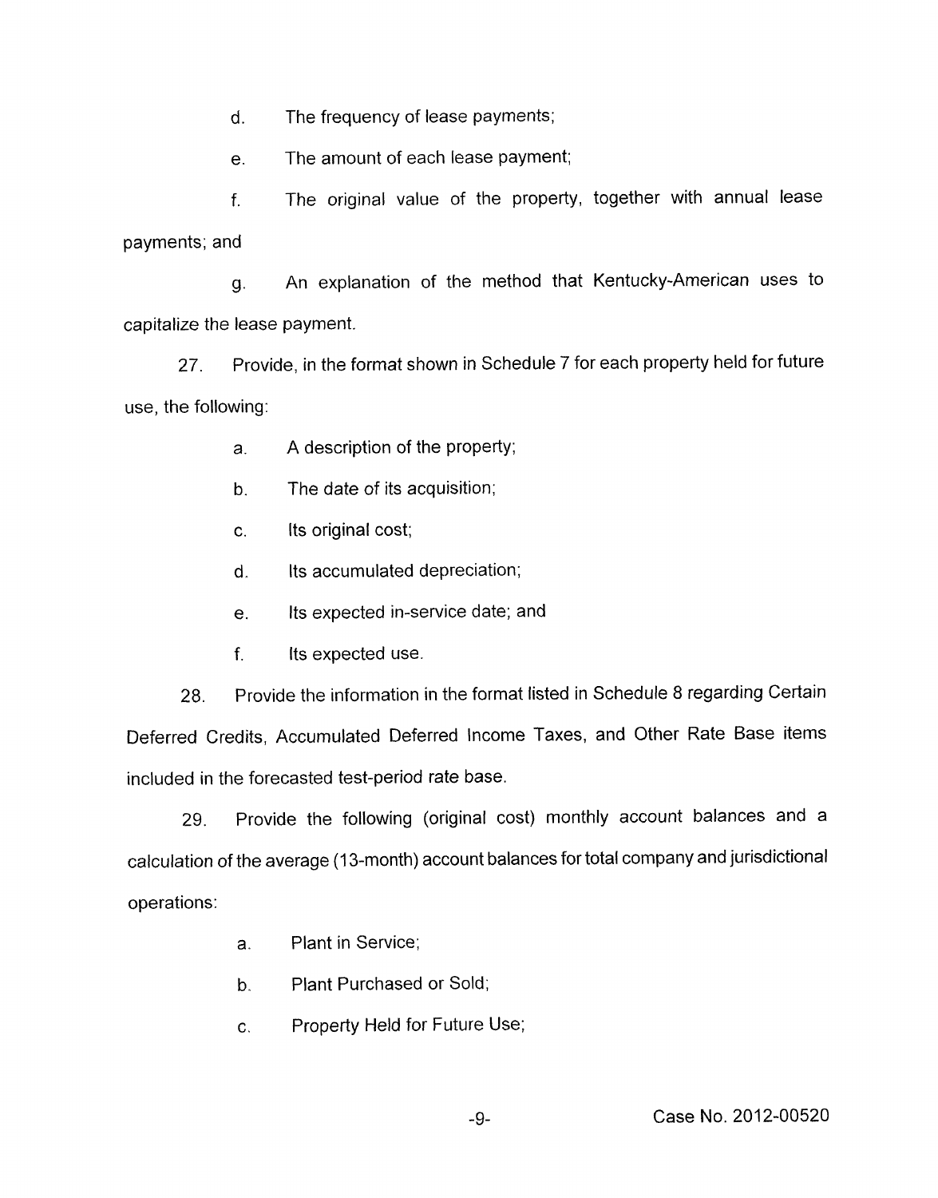d. The frequency of lease payments;

e. The amount of each lease payment;

f. The original value of the property, together with annual lease payments; and

g. An explanation of the method that Kentucky-American uses to capitalize the lease payment.

27. Provide, in the format shown in Schedule 7 for each property held for future use, the following:

a. A description of the property;

b. The date of its acquisition;

c. Its original cost;

d. Its accumulated depreciation;

e. Its expected in-service date; and

f. Its expected use.

28. Provide the information in the format listed in Schedule 8 regarding Certain Deferred Credits, Accumulated Deferred Income Taxes, and Other Rate Base items included in the forecasted test-period rate base.

29. Provide the following (original cost) monthly account balances and a calculation of the average (13-month) account balances for total company and jurisdictional operations:

a. Plant in Service;

b. Plant Purchased or Sold;

c. Property Held for Future Use;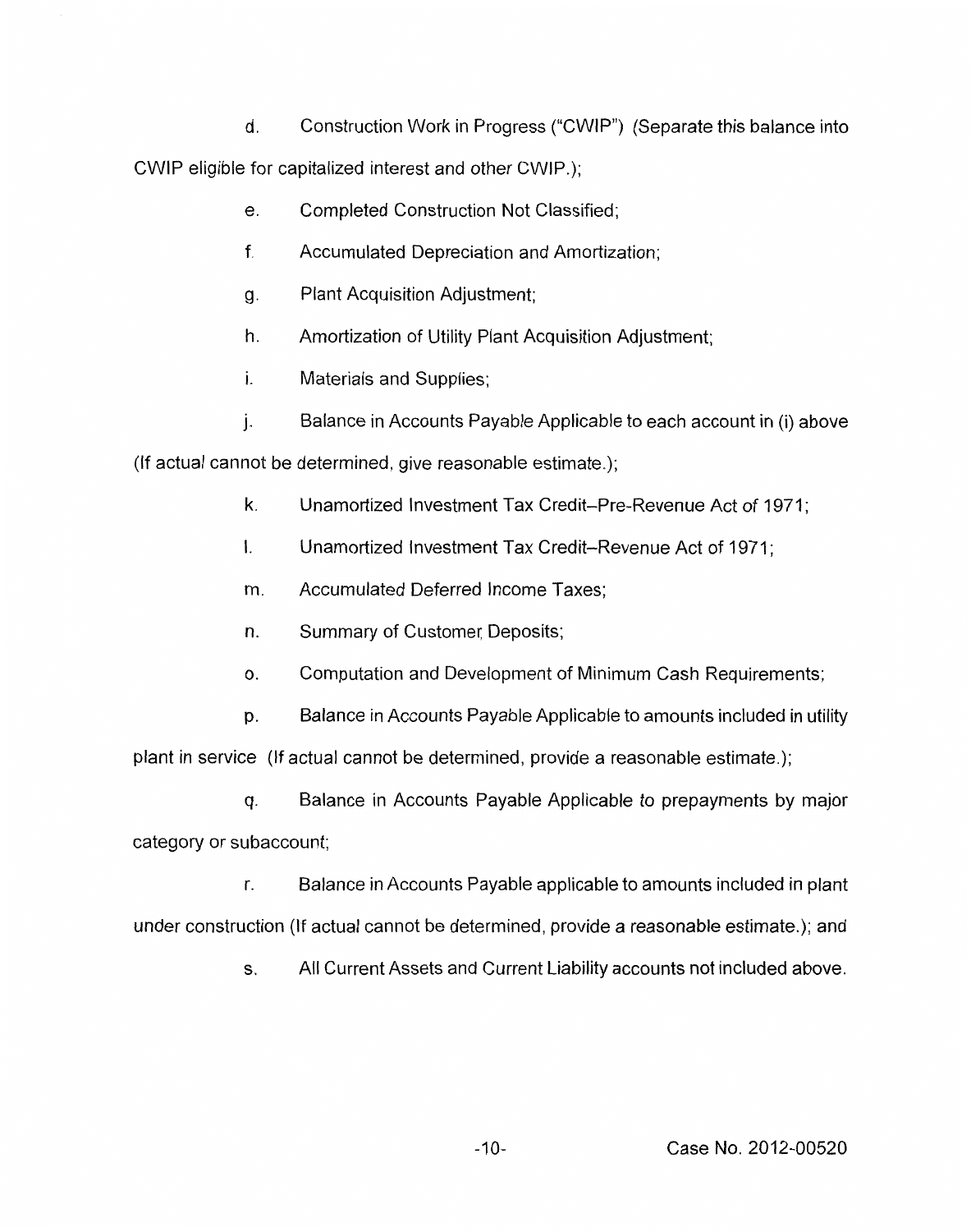d. Construction Work in Progress ("CWIP") (Separate this balance into CWIP eligible for capitalized interest and other CWIP.);

e. Completed Construction Not Classified;

f. Accumulated Depreciation and Amortization;

g. Plant Acquisition Adjustment;

h. Amortization of Utility Plant Acquisition Adjustment;

i. Materials and Supplies;

j. Balance in Accounts Payable Applicable to each account in (i) above (If actual cannot be determined, give reasonable estimate.);

k. Unamortized Investment Tax Credit–Pre-Revenue Act of 1971;

l. Unamortized Investment Tax Credit–Revenue Act of 1971;

m. Accumulated Deferred Income Taxes;

n. Summary of Customer Deposits;

o. Computation and Development of Minimum Cash Requirements;

p. Balance in Accounts Payable Applicable to amounts included in utility plant in service (If actual cannot be determined, provide a reasonable estimate.);

q. Balance in Accounts Payable Applicable to prepayments by major category or subaccount;

r. Balance in Accounts Payable applicable to amounts included in plant under construction (If actual cannot be determined, provide a reasonable estimate.); and

s. All Current Assets and Current Liability accounts not included above.

Case No. 2012-00520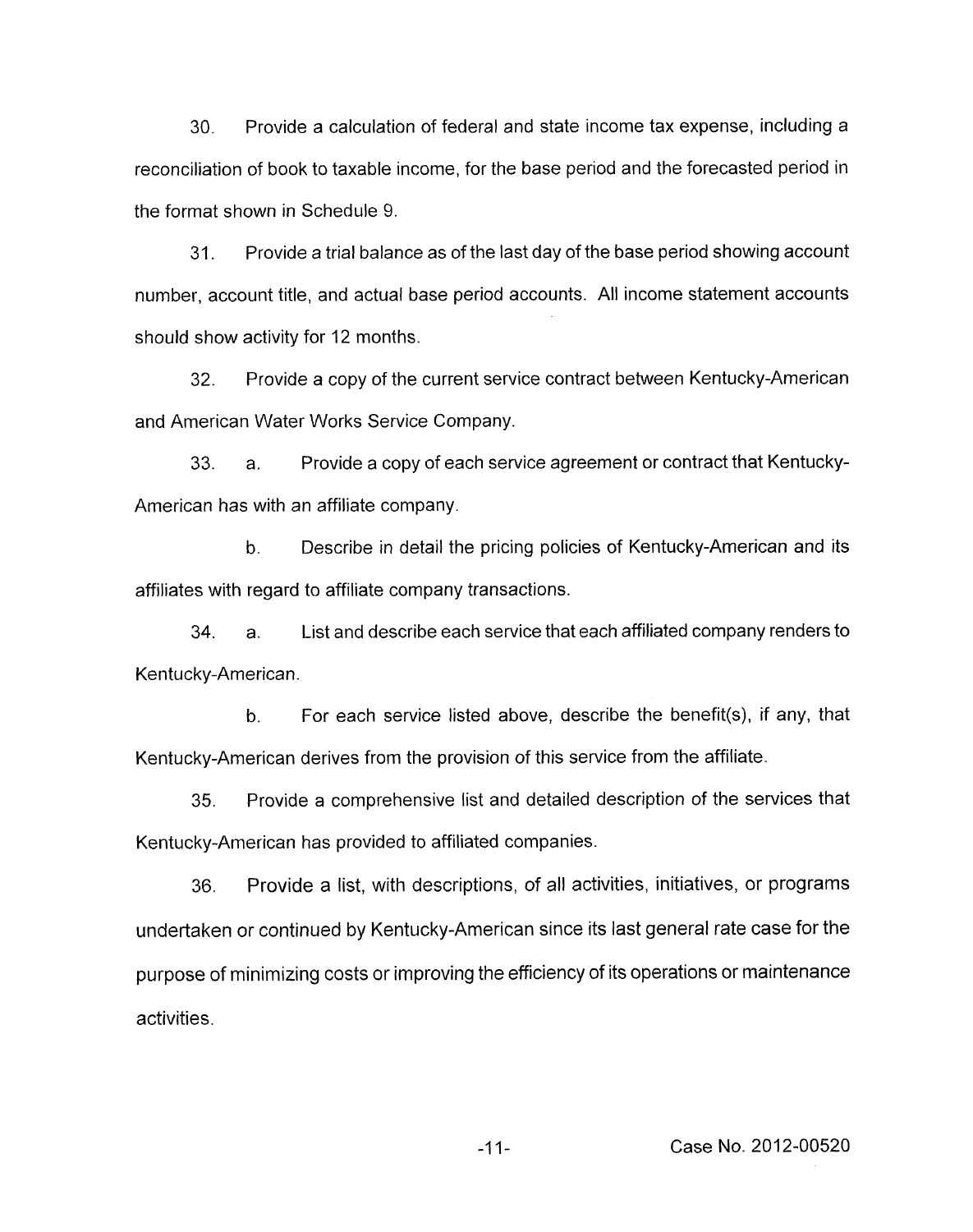30. Provide a calculation of federal and state income tax expense, including a reconciliation of book to taxable income, for the base period and the forecasted period in the format shown in Schedule 9.

31. Provide a trial balance as of the last day of the base period showing account number, account title, and actual base period accounts. All income statement accounts should show activity for 12 months.

32. Provide a copy of the current service contract between Kentucky-American and American Water Works Service Company.

33. a. Provide a copy of each service agreement or contract that Kentucky-American has with an affiliate company.

b. Describe in detail the pricing policies of Kentucky-American and its affiliates with regard to affiliate company transactions.

34. a. List and describe each service that each affiliated company renders to Kentucky-American.

b. For each service listed above, describe the benefit(s), if any, that Kentucky-American derives from the provision of this service from the affiliate.

35. Provide a comprehensive list and detailed description of the services that Kentucky-American has provided to affiliated companies.

36. Provide a list, with descriptions, of all activities, initiatives, or programs undertaken or continued by Kentucky-American since its last general rate case for the purpose of minimizing costs or improving the efficiency of its operations or maintenance activities.

Case No. 2012-00520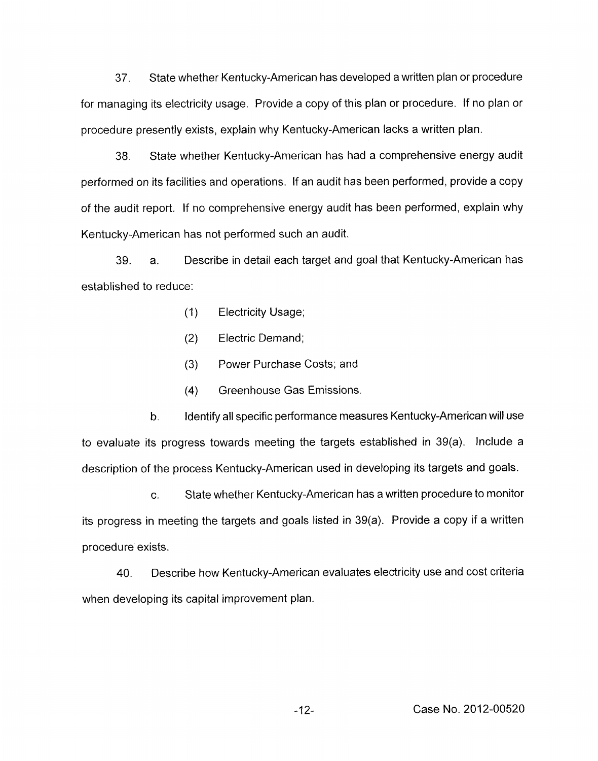37. State whether Kentucky-American has developed a written plan or procedure for managing its electricity usage. Provide a copy of this plan or procedure. If no plan or procedure presently exists, explain why Kentucky-American lacks a written plan.

38. State whether Kentucky-American has had a comprehensive energy audit performed on its facilities and operations. If an audit has been performed, provide a copy of the audit report. If no comprehensive energy audit has been performed, explain why Kentucky-American has not performed such an audit.

39. a. Describe in detail each target and goal that Kentucky-American has established to reduce:

(1) Electricity Usage;

(2) Electric Demand;

(3) Power Purchase Costs; and

(4) Greenhouse Gas Emissions.

b. Identify all specific performance measures Kentucky-American will use to evaluate its progress towards meeting the targets established in 39(a). Include a description of the process Kentucky-American used in developing its targets and goals.

c. State whether Kentucky-American has a written procedure to monitor its progress in meeting the targets and goals listed in 39(a). Provide a copy if a written procedure exists.

40. Describe how Kentucky-American evaluates electricity use and cost criteria when developing its capital improvement plan.

Case No. 2012-00520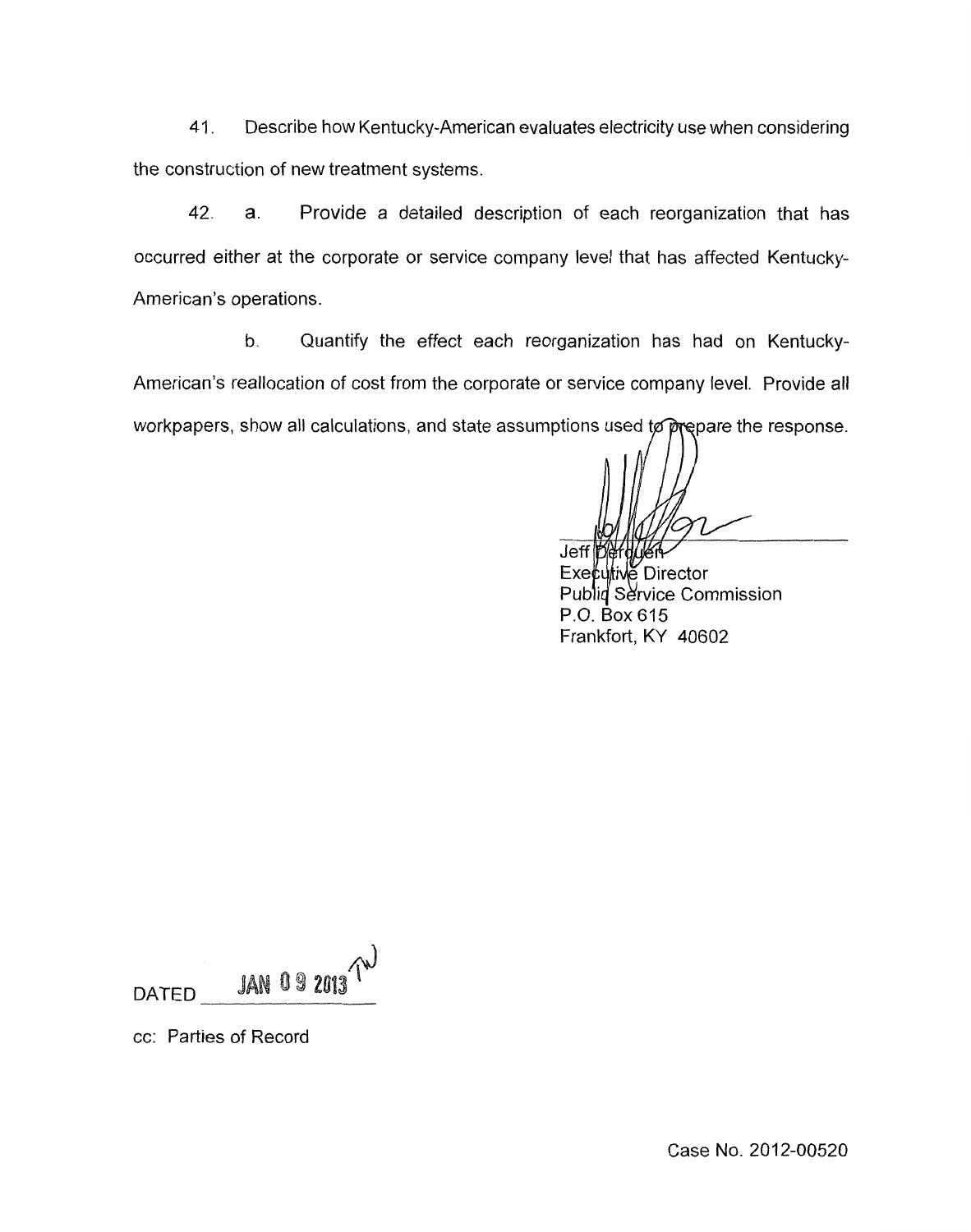41. Describe how Kentucky-American evaluates electricity use when considering the construction of new treatment systems.

42. a. Provide a detailed description of each reorganization that has occurred either at the corporate or service company level that has affected Kentucky-American's operations.

b. Quantify the effect each reorganization has had on Kentucky-American's reallocation of cost from the corporate or service company level. Provide all workpapers, show all calculations, and state assumptions used to prepare the response.

Jeff Derouen
Executive Director
Public Service Commission
P.O. Box 615
Frankfort, KY 40602

DATED JAN 09 2013

cc: Parties of Record

Case No. 2012-00520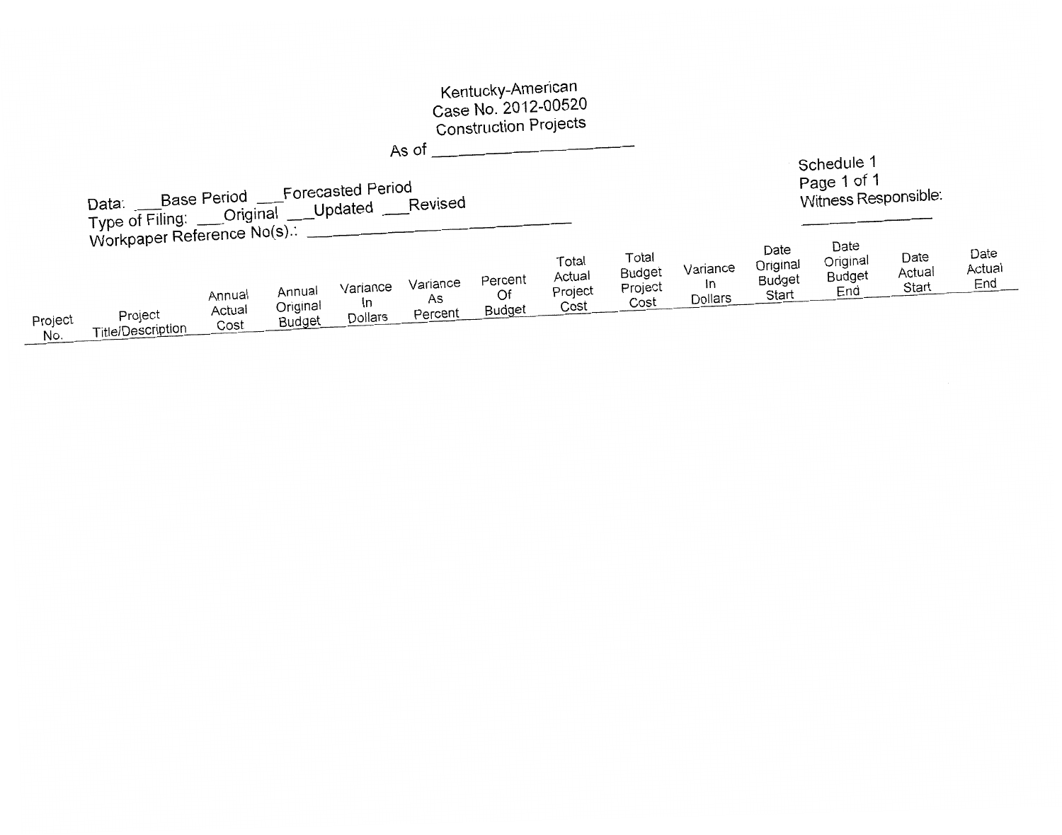Kentucky-American
Case No. 2012-00520
Construction Projects
As of ____________________

Data: ___Base Period ___Forecasted Period
Type of Filing: ___Original ___Updated ___Revised
Workpaper Reference No(s).: ____________________

Schedule 1
Page 1 of 1
Witness Responsible:
____________

| Project No. | Project Title/Description | Annual Actual Cost | Annual Original Budget | Variance In Dollars | Variance As Percent | Percent Of Budget | Total Actual Project Cost | Total Budget Project Cost | Variance In Dollars | Date Original Budget Start | Date Original Budget End | Date Actual Start | Date Actual End |
|---|---|---|---|---|---|---|---|---|---|---|---|---|---|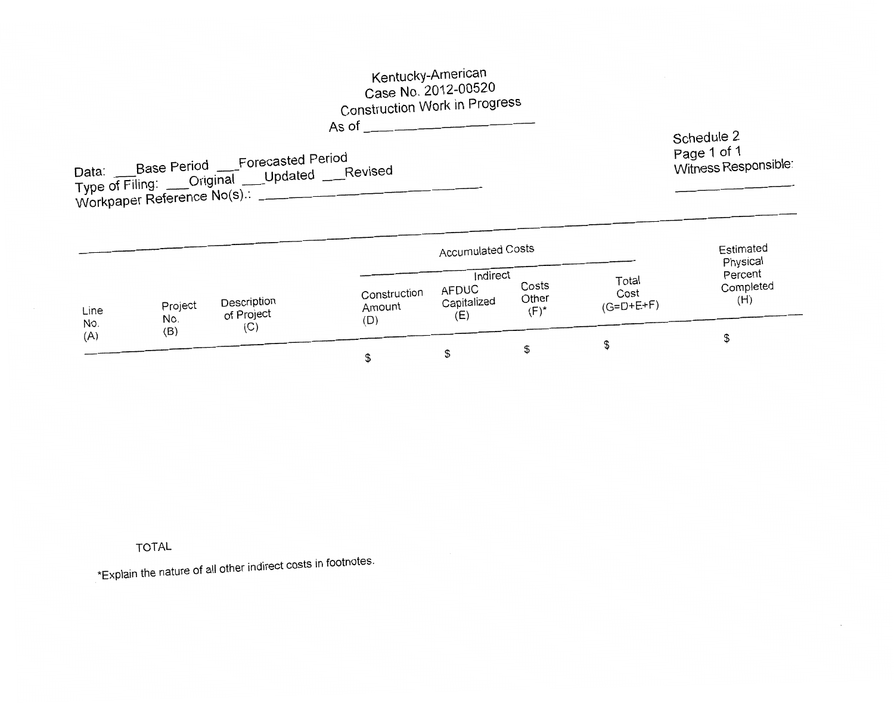Kentucky-American
Case No. 2012-00520
Construction Work in Progress
As of ____________________

Schedule 2
Witness Responsible:
______________

Data: ___Base Period ___Forecasted Period
Type of Filing: ___Original ___Updated ___Revised
Workpaper Reference No(s).: ______________________

| Line No. (A) | Project No. (B) | Description of Project (C) | Accumulated Costs | | | | Estimated Physical Percent Completed (H) |
|---|---|---|---|---|---|---|---|
| | | | Construction Amount (D) | Indirect AFDUC Capitalized (E) | Indirect Costs Other (F)* | Total Cost (G=D+E+F) | |
| | | | $ | $ | $ | $ | $ |
| | TOTAL | | | | | | |

*Explain the nature of all other indirect costs in footnotes.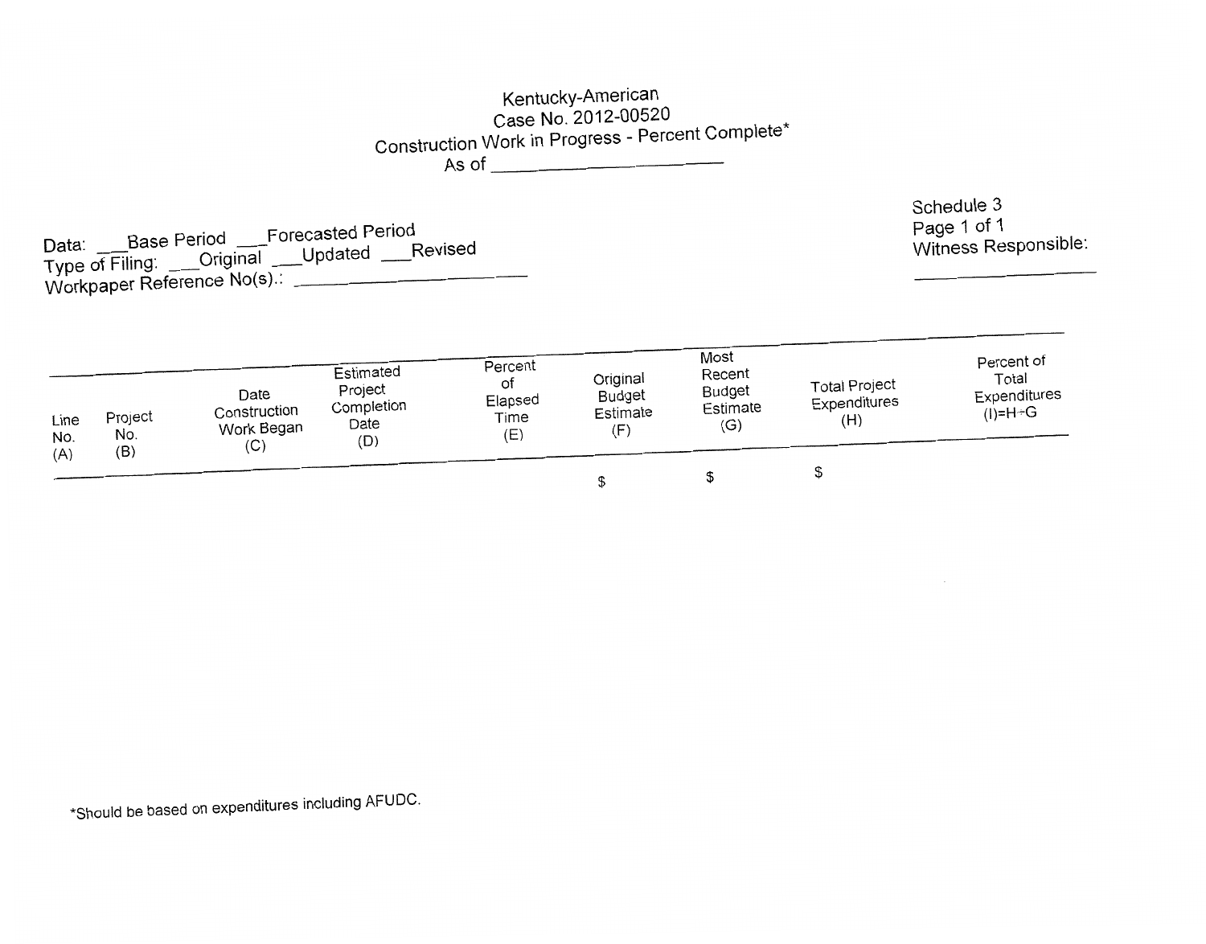Kentucky-American
Case No. 2012-00520
Construction Work in Progress - Percent Complete*
As of ____________________

Schedule 3
Page 1 of 1
Witness Responsible:
________________

Data: ___Base Period ___Forecasted Period
Type of Filing: ___Original ___Updated ___Revised
Workpaper Reference No(s).: ____________________

| Line No. (A) | Project No. (B) | Date Construction Work Began (C) | Estimated Project Completion Date (D) | Percent of Elapsed Time (E) | Original Budget Estimate (F) | Most Recent Budget Estimate (G) | Total Project Expenditures (H) | Percent of Total Expenditures (I)=H÷G |
|---|---|---|---|---|---|---|---|---|
| | | | | | $ | $ | $ | |

*Should be based on expenditures including AFUDC.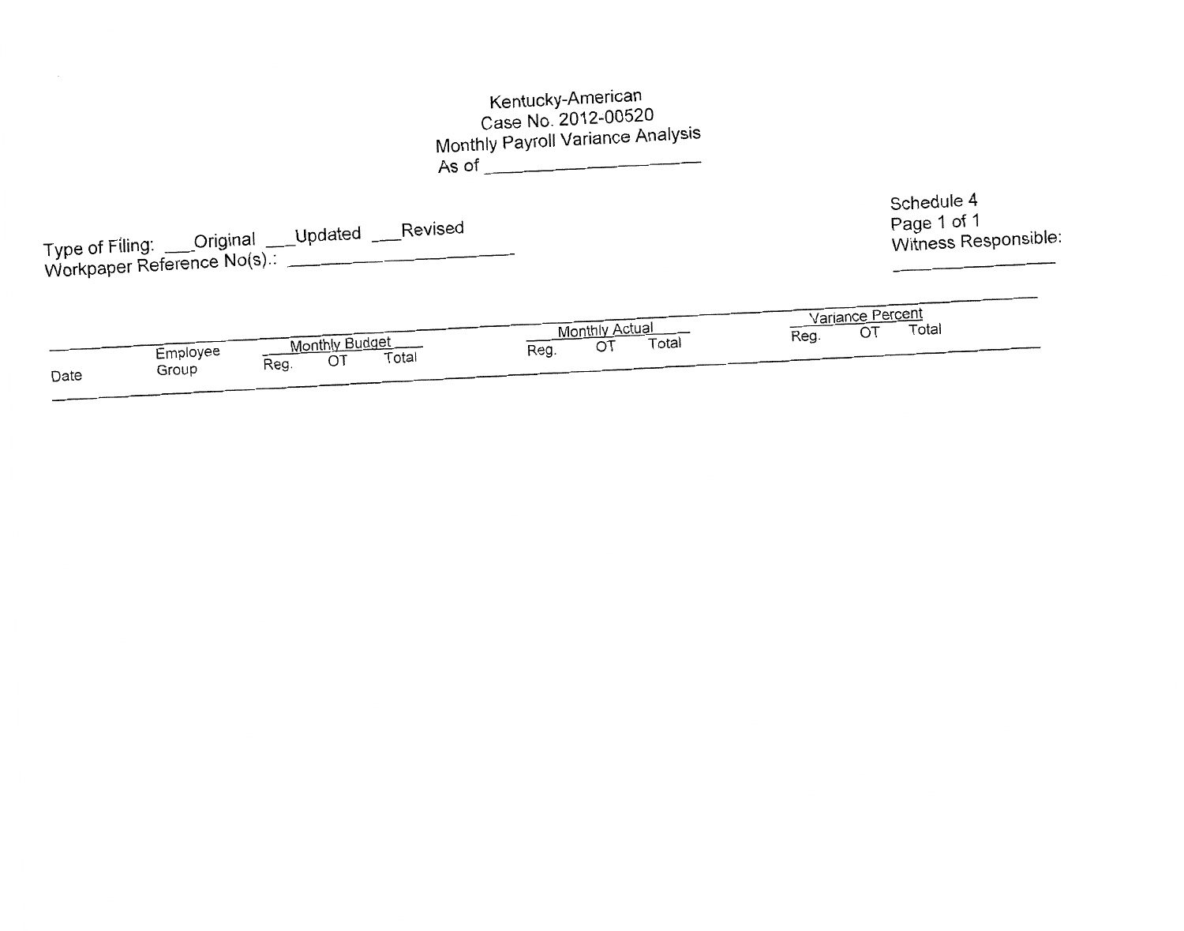# Kentucky-American
## Case No. 2012-00520
## Monthly Payroll Variance Analysis
## As of ____________________

Type of Filing: ___Original ___Updated ___Revised
Workpaper Reference No(s).: ____________________

Schedule 4
Page 1 of 1
Witness Responsible:
________________

| Date | Employee Group | Monthly Budget | | | Monthly Actual | | | Variance Percent | | |
|---|---|---|---|---|---|---|---|---|---|---|
| | | Reg. | OT | Total | Reg. | OT | Total | Reg. | OT | Total |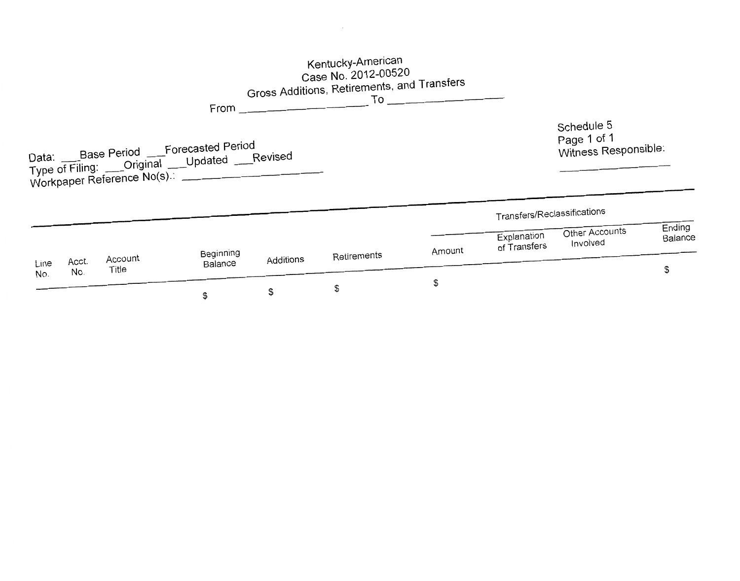Kentucky-American
Case No. 2012-00520
Gross Additions, Retirements, and Transfers
From ________________ To ________________

Schedule 5
Page 1 of 1
Witness Responsible:
________________

Data: ___Base Period ___Forecasted Period
Type of Filing: ___Original ___Updated ___Revised
Workpaper Reference No(s).: ________________

| | | | | | | Transfers/Reclassifications | | | |
|---|---|---|---|---|---|---|---|---|---|
| Line No. | Acct. No. | Account Title | Beginning Balance | Additions | Retirements | Amount | Explanation of Transfers | Other Accounts Involved | Ending Balance |
| | | | $ | $ | $ | $ | | | $ |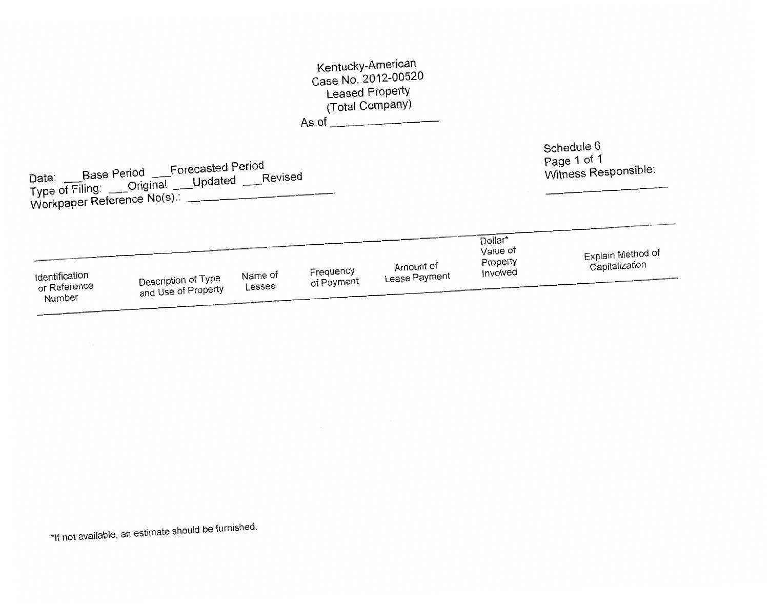Kentucky-American
Case No. 2012-00520
Leased Property
(Total Company)
As of _______________

Data: ___Base Period ___Forecasted Period
Type of Filing: ___Original ___Updated ___Revised
Workpaper Reference No(s).: _______________

Schedule 6
Page 1 of 1
Witness Responsible:
_______________

| Identification or Reference Number | Description of Type and Use of Property | Name of Lessee | Frequency of Payment | Amount of Lease Payment | Dollar* Value of Property Involved | Explain Method of Capitalization |
| --- | --- | --- | --- | --- | --- | --- |

*If not available, an estimate should be furnished.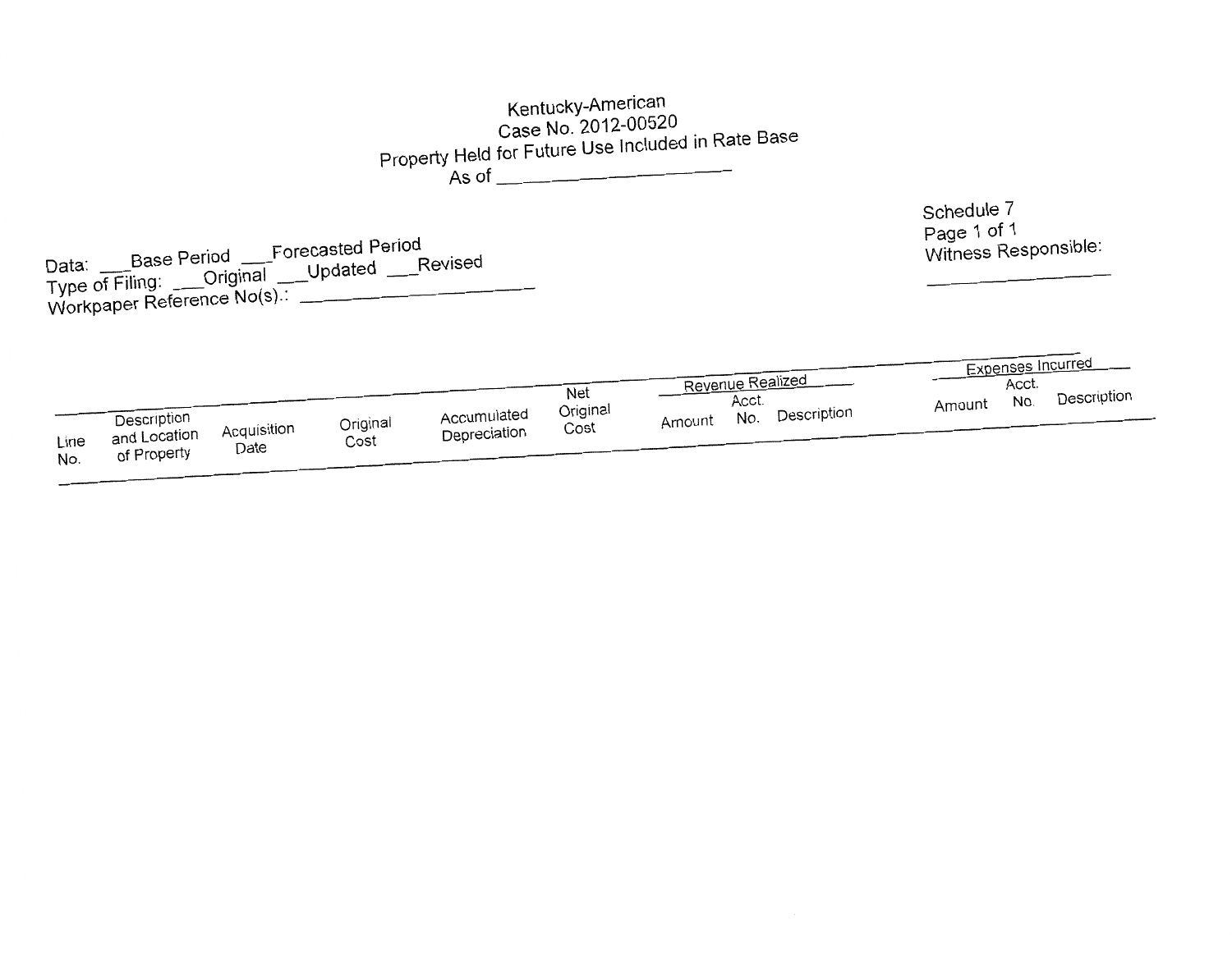# Kentucky-American
## Case No. 2012-00520
## Property Held for Future Use Included in Rate Base
## As of ____________________

Schedule 7
Page 1 of 1
Witness Responsible:
________________

Data: ___Base Period ___Forecasted Period
Type of Filing: ___Original ___Updated ___Revised
Workpaper Reference No(s).: ____________________

| Line No. | Description and Location of Property | Acquisition Date | Original Cost | Accumulated Depreciation | Net Original Cost | Revenue Realized | | | Expenses Incurred | | |
|---|---|---|---|---|---|---|---|---|---|---|---|
| | | | | | | Amount | Acct. No. | Description | Amount | Acct. No. | Description |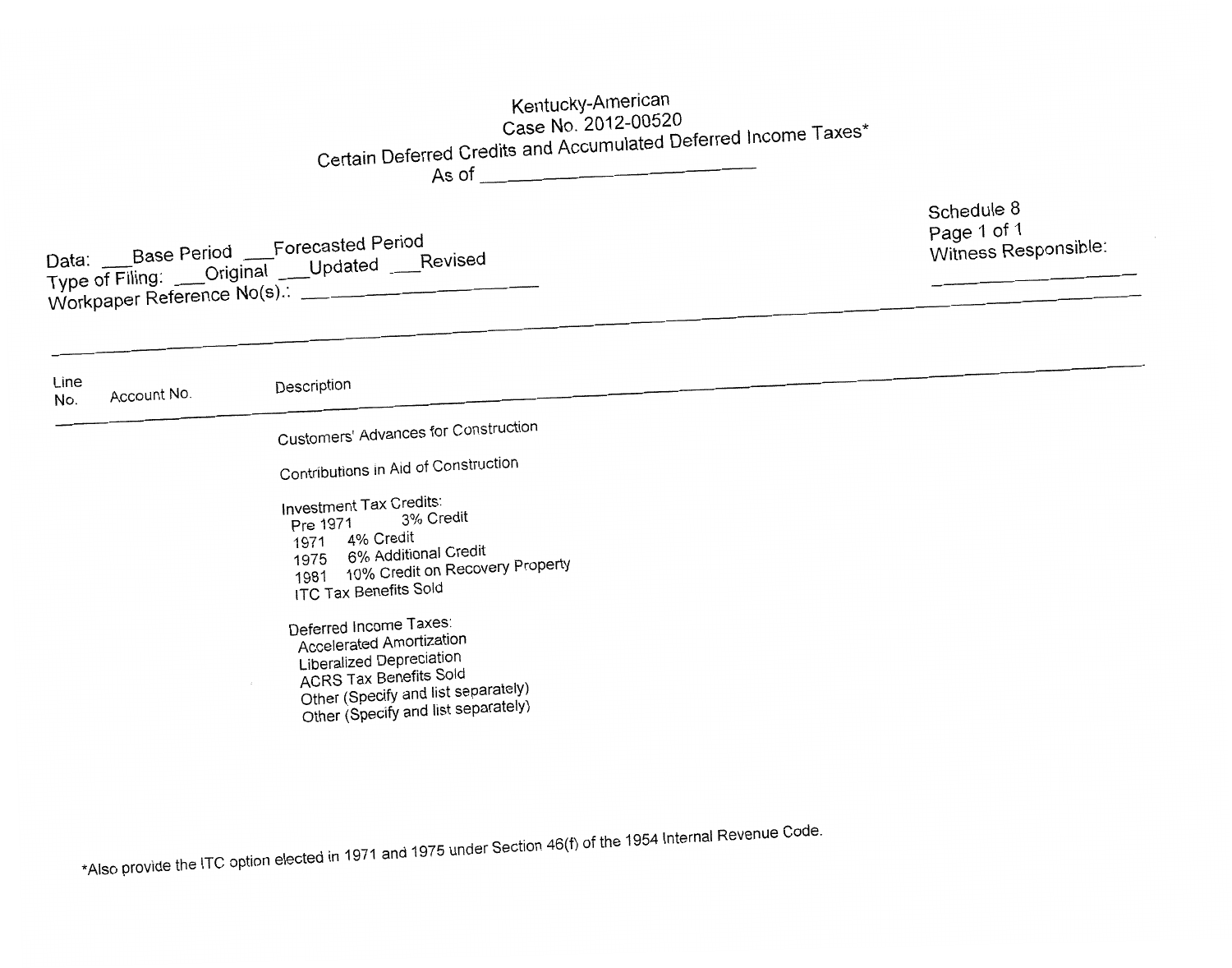# Kentucky-American
## Case No. 2012-00520
## Certain Deferred Credits and Accumulated Deferred Income Taxes*
## As of \_\_\_\_\_\_\_\_\_\_\_\_\_\_\_\_\_\_\_\_

Data: \_\_\_Base Period \_\_\_Forecasted Period
Type of Filing: \_\_\_Original \_\_\_Updated \_\_\_Revised
Workpaper Reference No(s).: \_\_\_\_\_\_\_\_\_\_\_\_\_\_\_\_\_\_\_\_

Schedule 8
Page 1 of 1
Witness Responsible:
\_\_\_\_\_\_\_\_\_\_\_\_\_\_\_\_\_\_\_\_

| Line No. | Account No. | Description |
|---|---|---|
| | | Customers' Advances for Construction |
| | | Contributions in Aid of Construction |
| | | Investment Tax Credits: |
| | | Pre 1971 3% Credit |
| | | 1971 4% Credit |
| | | 1975 6% Additional Credit |
| | | 1981 10% Credit on Recovery Property |
| | | ITC Tax Benefits Sold |
| | | Deferred Income Taxes: |
| | | Accelerated Amortization |
| | | Liberalized Depreciation |
| | | ACRS Tax Benefits Sold |
| | | Other (Specify and list separately) |
| | | Other (Specify and list separately) |

*Also provide the ITC option elected in 1971 and 1975 under Section 46(f) of the 1954 Internal Revenue Code.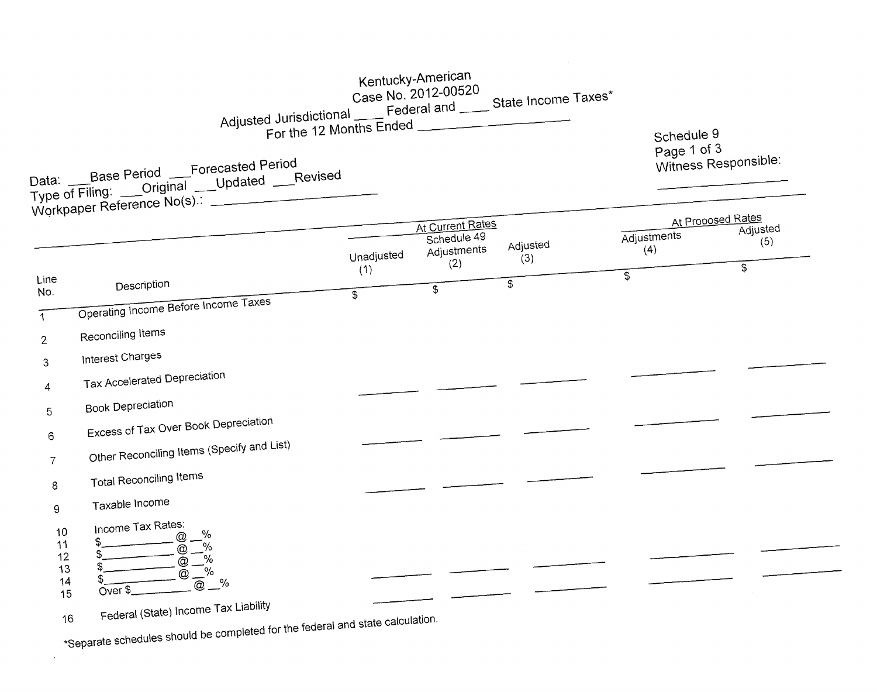Kentucky-American
Case No. 2012-00520
Adjusted Jurisdictional ____ Federal and ____ State Income Taxes*
For the 12 Months Ended ____________________

Schedule 9
Page 1 of 3
Witness Responsible:
____________________

Data: ___Base Period ___Forecasted Period
Type of Filing: ___Original ___Updated ___Revised
Workpaper Reference No(s).: ____________________

| | | At Current Rates | | | At Proposed Rates | |
|---|---|---|---|---|---|---|
| Line No. | Description | Unadjusted (1) | Schedule 49 Adjustments (2) | Adjusted (3) | Adjustments (4) | Adjusted (5) |
| | | $ | $ | $ | $ | $ |
| 1 | Operating Income Before Income Taxes | | | | | |
| 2 | Reconciling Items | | | | | |
| 3 | Interest Charges | | | | | |
| 4 | Tax Accelerated Depreciation | ______ | ______ | ______ | ______ | ______ |
| 5 | Book Depreciation | | | | | |
| 6 | Excess of Tax Over Book Depreciation | ______ | ______ | ______ | ______ | ______ |
| 7 | Other Reconciling Items (Specify and List) | | | | | |
| 8 | Total Reconciling Items | ______ | ______ | ______ | ______ | ______ |
| 9 | Taxable Income | | | | | |
| 10 | Income Tax Rates: | | | | | |
| 11 | $________ @ __% | | | | | |
| 12 | $________ @ __% | | | | ______ | ______ |
| 13 | $________ @ __% | | | | | |
| 14 | $________ @ __% | ______ | ______ | ______ | ______ | ______ |
| 15 | Over $________ @ __% | ______ | ______ | ______ | | |
| 16 | Federal (State) Income Tax Liability | | | | | |

*Separate schedules should be completed for the federal and state calculation.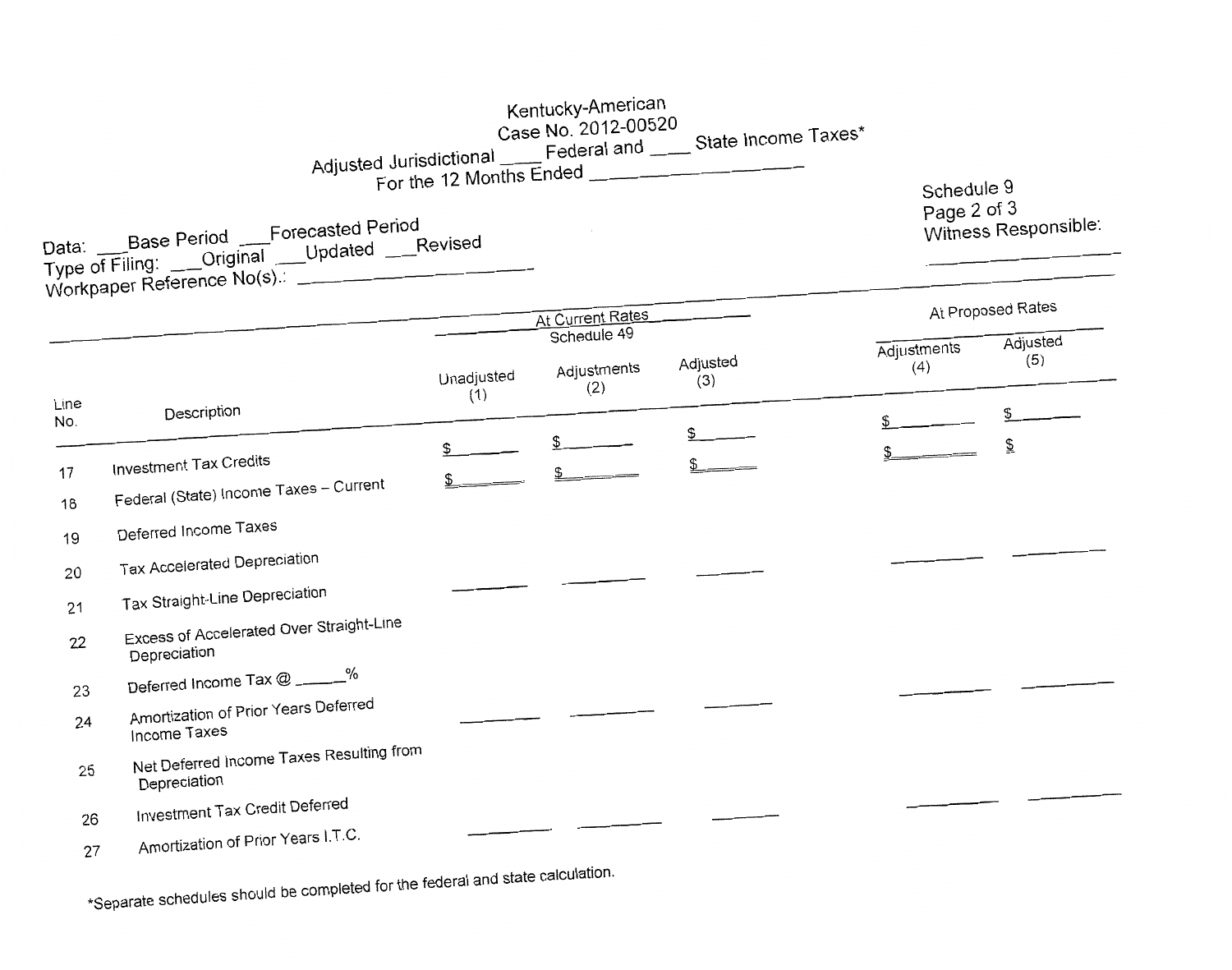Kentucky-American
Case No. 2012-00520
Adjusted Jurisdictional ____ Federal and ____ State Income Taxes*
For the 12 Months Ended ________________

Schedule 9
Page 2 of 3
Witness Responsible:
________________

Data: ___Base Period ___Forecasted Period
Type of Filing: ___Original ___Updated ___Revised
Workpaper Reference No(s).: ________________

| | | At Current Rates Schedule 49 | | | At Proposed Rates | |
|---|---|---|---|---|---|---|
| Line No. | Description | Unadjusted (1) | Adjustments (2) | Adjusted (3) | Adjustments (4) | Adjusted (5) |
| 17 | Investment Tax Credits | $ ______ | $ ______ | $ ______ | $ ______ | $ ______ |
| 18 | Federal (State) Income Taxes – Current | $ ______ | $ ______ | $ ______ | $ ______ | $ |
| 19 | Deferred Income Taxes | | | | | |
| 20 | Tax Accelerated Depreciation | ______ | ______ | ______ | ______ | ______ |
| 21 | Tax Straight-Line Depreciation | | | | | |
| 22 | Excess of Accelerated Over Straight-Line Depreciation | | | | | |
| 23 | Deferred Income Tax @ _____% | ______ | ______ | ______ | ______ | ______ |
| 24 | Amortization of Prior Years Deferred Income Taxes | | | | | |
| 25 | Net Deferred Income Taxes Resulting from Depreciation | | | | | |
| 26 | Investment Tax Credit Deferred | ______ | ______ | ______ | ______ | ______ |
| 27 | Amortization of Prior Years I.T.C. | | | | | |

*Separate schedules should be completed for the federal and state calculation.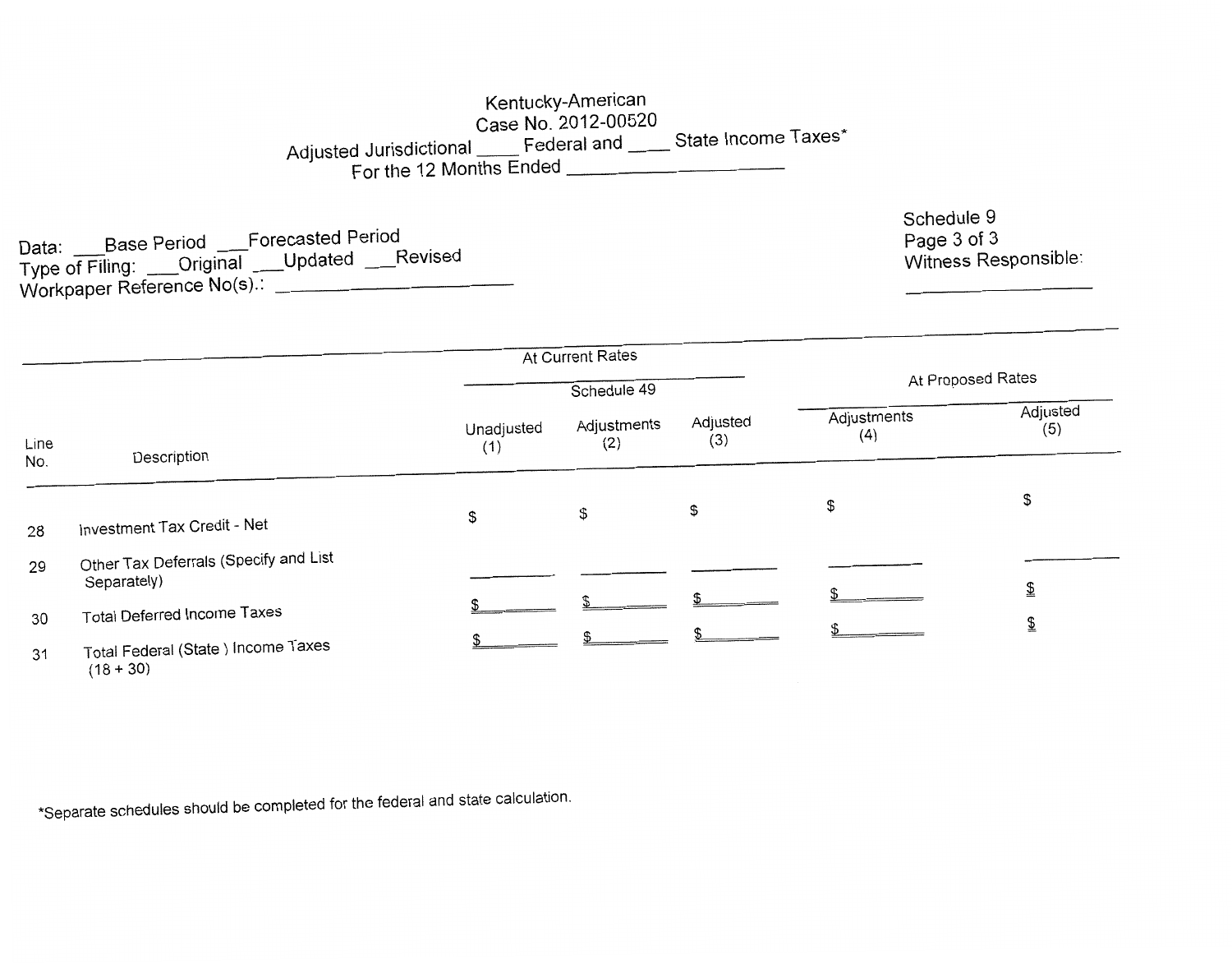Kentucky-American
Case No. 2012-00520
Adjusted Jurisdictional ____ Federal and ____ State Income Taxes*
For the 12 Months Ended ____________________

Data: ___Base Period ___Forecasted Period
Type of Filing: ___Original ___Updated ___Revised
Workpaper Reference No(s).: ____________________

Schedule 9
Page 3 of 3
Witness Responsible:
____________________

| | | At Current Rates | | | At Proposed Rates | |
|---|---|---|---|---|---|---|
| | | Schedule 49 | | | | |
| Line No. | Description | Unadjusted (1) | Adjustments (2) | Adjusted (3) | Adjustments (4) | Adjusted (5) |
| 28 | Investment Tax Credit - Net | $ | $ | $ | $ | $ |
| 29 | Other Tax Deferrals (Specify and List Separately) | | | | | |
| 30 | Total Deferred Income Taxes | $ | $ | $ | $ | $ |
| 31 | Total Federal (State ) Income Taxes (18 + 30) | $ | $ | $ | $ | $ |

*Separate schedules should be completed for the federal and state calculation.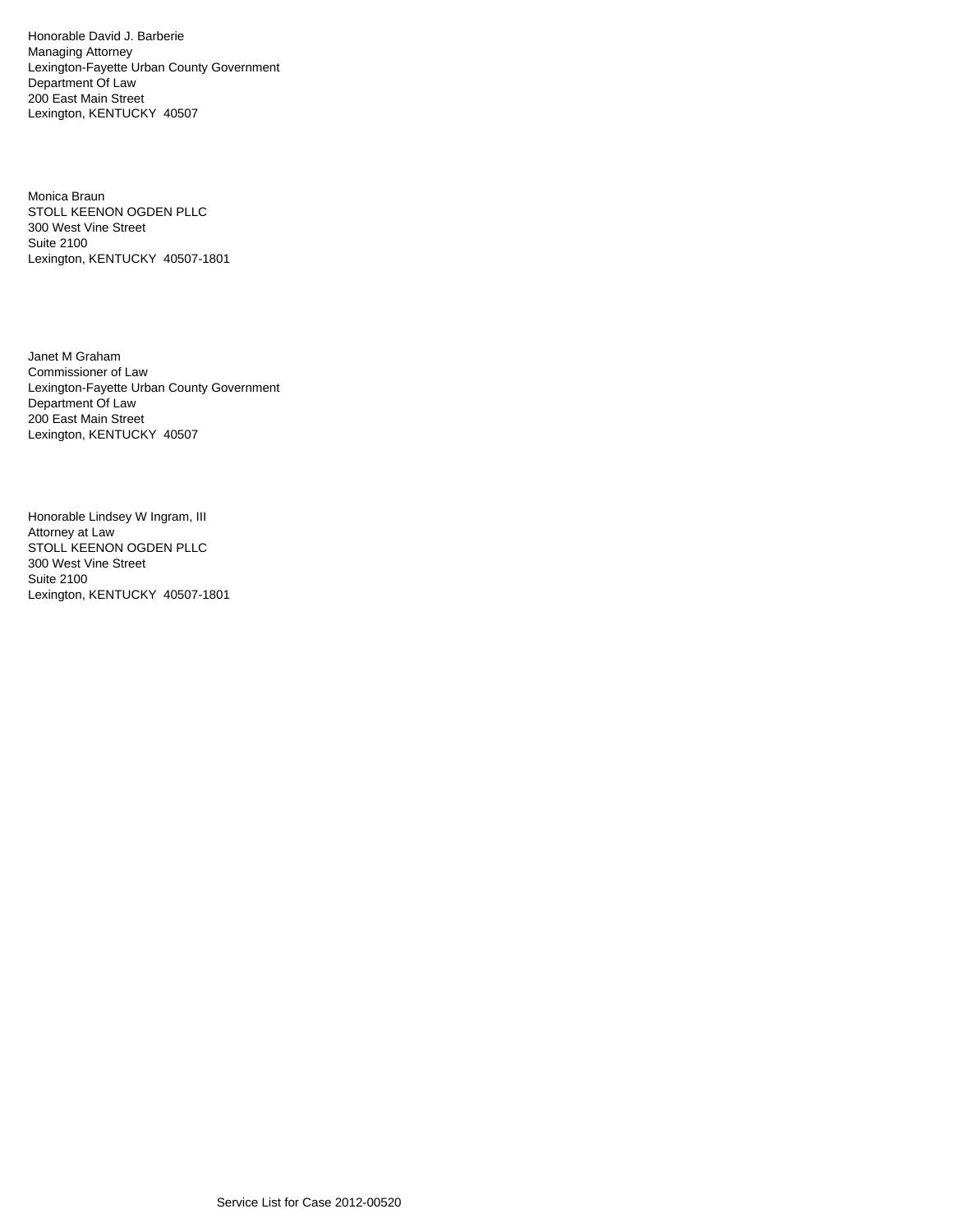Honorable David J. Barberie
Managing Attorney
Lexington-Fayette Urban County Government
Department Of Law
200 East Main Street
Lexington, KENTUCKY  40507

Monica Braun
STOLL KEENON OGDEN PLLC
300 West Vine Street
Suite 2100
Lexington, KENTUCKY  40507-1801

Janet M Graham
Commissioner of Law
Lexington-Fayette Urban County Government
Department Of Law
200 East Main Street
Lexington, KENTUCKY  40507

Honorable Lindsey W Ingram, III
Attorney at Law
STOLL KEENON OGDEN PLLC
300 West Vine Street
Suite 2100
Lexington, KENTUCKY  40507-1801

Service List for Case 2012-00520